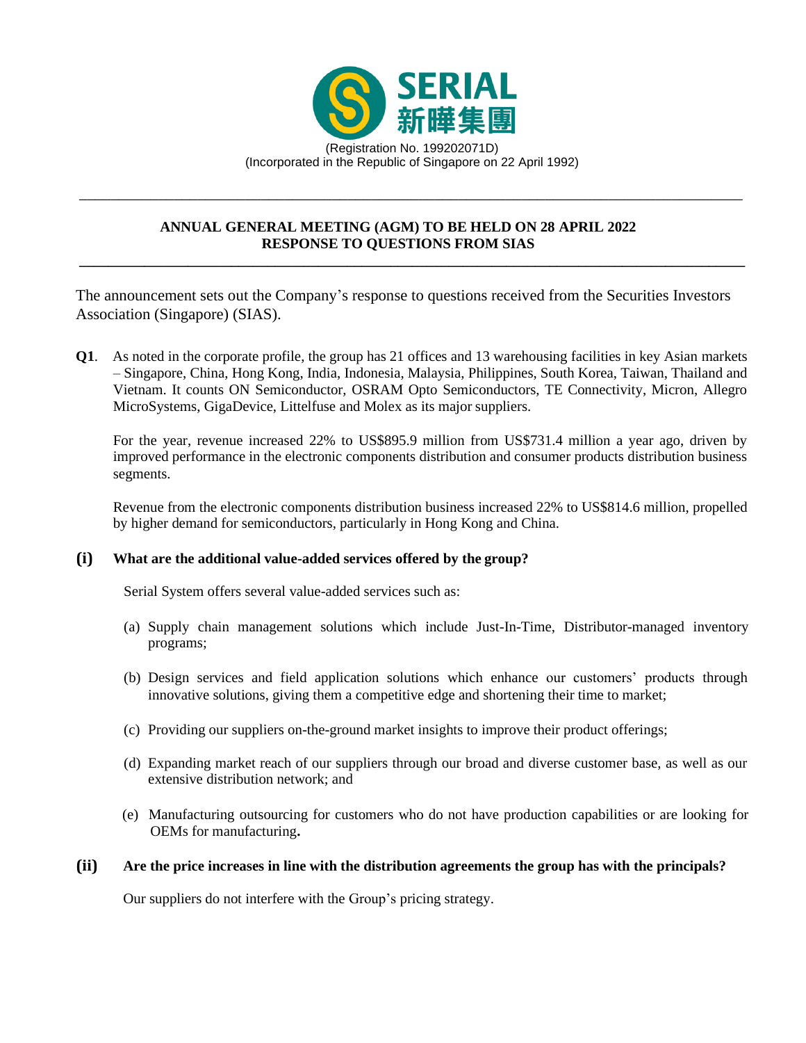**SERIAL 新曄集團**

(Registration No. 199202071D)
(Incorporated in the Republic of Singapore on 22 April 1992)

---

**ANNUAL GENERAL MEETING (AGM) TO BE HELD ON 28 APRIL 2022**
**RESPONSE TO QUESTIONS FROM SIAS**

---

The announcement sets out the Company's response to questions received from the Securities Investors Association (Singapore) (SIAS).

**Q1**. As noted in the corporate profile, the group has 21 offices and 13 warehousing facilities in key Asian markets – Singapore, China, Hong Kong, India, Indonesia, Malaysia, Philippines, South Korea, Taiwan, Thailand and Vietnam. It counts ON Semiconductor, OSRAM Opto Semiconductors, TE Connectivity, Micron, Allegro MicroSystems, GigaDevice, Littelfuse and Molex as its major suppliers.

For the year, revenue increased 22% to US$895.9 million from US$731.4 million a year ago, driven by improved performance in the electronic components distribution and consumer products distribution business segments.

Revenue from the electronic components distribution business increased 22% to US$814.6 million, propelled by higher demand for semiconductors, particularly in Hong Kong and China.

**(i) What are the additional value-added services offered by the group?**

Serial System offers several value-added services such as:

(a) Supply chain management solutions which include Just-In-Time, Distributor-managed inventory programs;

(b) Design services and field application solutions which enhance our customers' products through innovative solutions, giving them a competitive edge and shortening their time to market;

(c) Providing our suppliers on-the-ground market insights to improve their product offerings;

(d) Expanding market reach of our suppliers through our broad and diverse customer base, as well as our extensive distribution network; and

(e) Manufacturing outsourcing for customers who do not have production capabilities or are looking for OEMs for manufacturing**.**

**(ii) Are the price increases in line with the distribution agreements the group has with the principals?**

Our suppliers do not interfere with the Group's pricing strategy.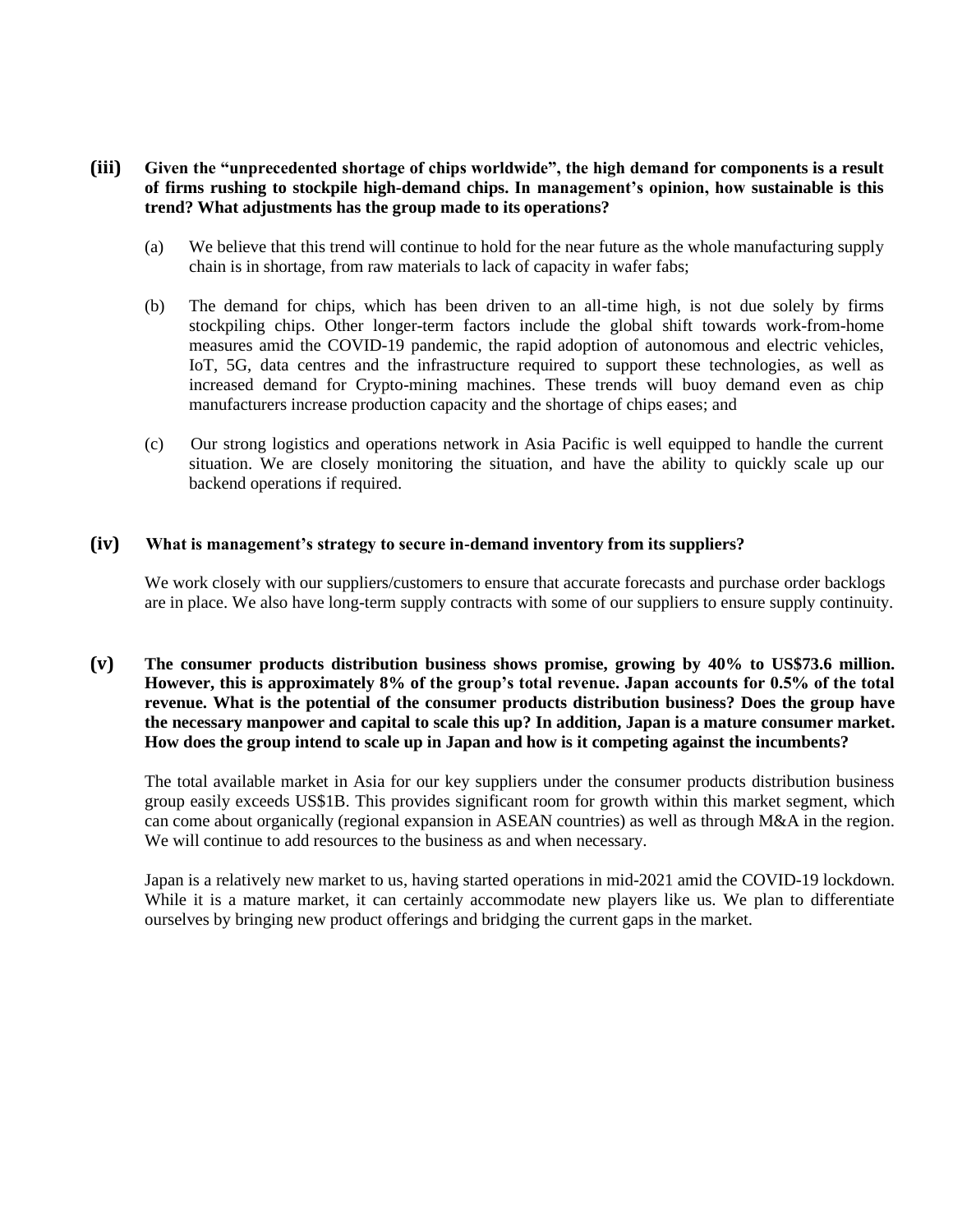**(iii) Given the "unprecedented shortage of chips worldwide", the high demand for components is a result of firms rushing to stockpile high-demand chips. In management's opinion, how sustainable is this trend? What adjustments has the group made to its operations?**

(a) We believe that this trend will continue to hold for the near future as the whole manufacturing supply chain is in shortage, from raw materials to lack of capacity in wafer fabs;

(b) The demand for chips, which has been driven to an all-time high, is not due solely by firms stockpiling chips. Other longer-term factors include the global shift towards work-from-home measures amid the COVID-19 pandemic, the rapid adoption of autonomous and electric vehicles, IoT, 5G, data centres and the infrastructure required to support these technologies, as well as increased demand for Crypto-mining machines. These trends will buoy demand even as chip manufacturers increase production capacity and the shortage of chips eases; and

(c) Our strong logistics and operations network in Asia Pacific is well equipped to handle the current situation. We are closely monitoring the situation, and have the ability to quickly scale up our backend operations if required.

**(iv) What is management's strategy to secure in-demand inventory from its suppliers?**

We work closely with our suppliers/customers to ensure that accurate forecasts and purchase order backlogs are in place. We also have long-term supply contracts with some of our suppliers to ensure supply continuity.

**(v) The consumer products distribution business shows promise, growing by 40% to US$73.6 million. However, this is approximately 8% of the group's total revenue. Japan accounts for 0.5% of the total revenue. What is the potential of the consumer products distribution business? Does the group have the necessary manpower and capital to scale this up? In addition, Japan is a mature consumer market. How does the group intend to scale up in Japan and how is it competing against the incumbents?**

The total available market in Asia for our key suppliers under the consumer products distribution business group easily exceeds US$1B. This provides significant room for growth within this market segment, which can come about organically (regional expansion in ASEAN countries) as well as through M&A in the region. We will continue to add resources to the business as and when necessary.

Japan is a relatively new market to us, having started operations in mid-2021 amid the COVID-19 lockdown. While it is a mature market, it can certainly accommodate new players like us. We plan to differentiate ourselves by bringing new product offerings and bridging the current gaps in the market.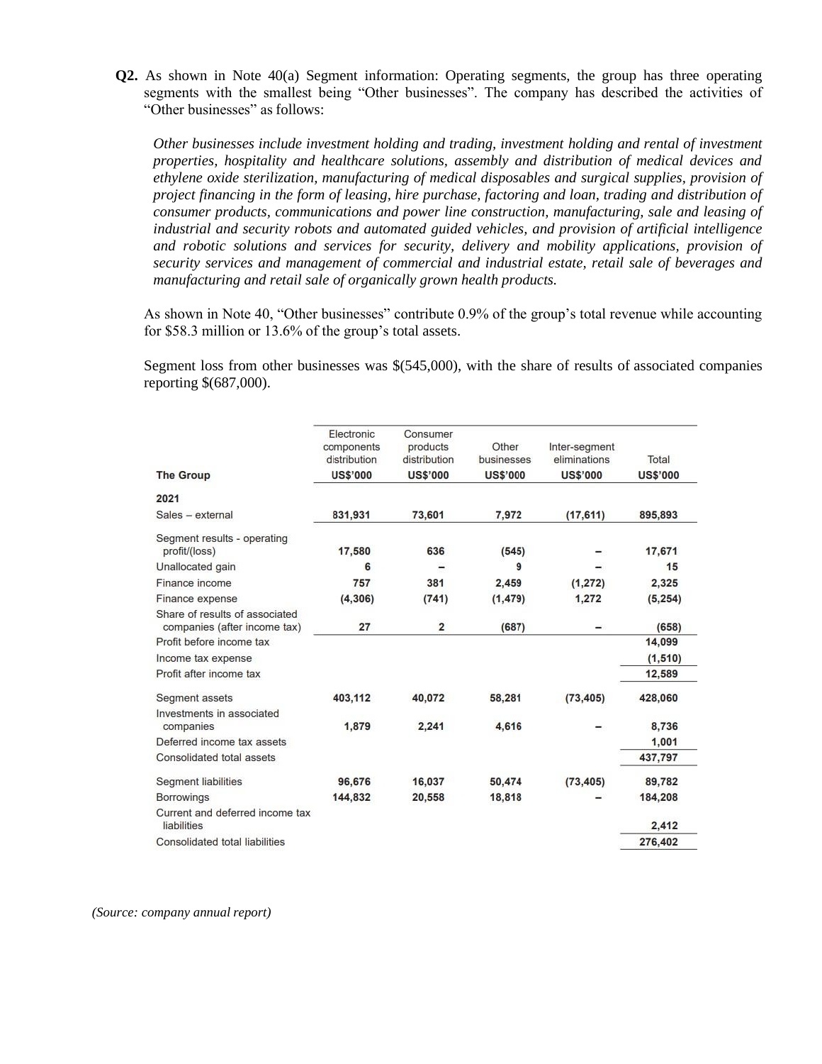**Q2.** As shown in Note 40(a) Segment information: Operating segments, the group has three operating segments with the smallest being "Other businesses". The company has described the activities of "Other businesses" as follows:

*Other businesses include investment holding and trading, investment holding and rental of investment properties, hospitality and healthcare solutions, assembly and distribution of medical devices and ethylene oxide sterilization, manufacturing of medical disposables and surgical supplies, provision of project financing in the form of leasing, hire purchase, factoring and loan, trading and distribution of consumer products, communications and power line construction, manufacturing, sale and leasing of industrial and security robots and automated guided vehicles, and provision of artificial intelligence and robotic solutions and services for security, delivery and mobility applications, provision of security services and management of commercial and industrial estate, retail sale of beverages and manufacturing and retail sale of organically grown health products.*

As shown in Note 40, "Other businesses" contribute 0.9% of the group's total revenue while accounting for $58.3 million or 13.6% of the group's total assets.

Segment loss from other businesses was $(545,000), with the share of results of associated companies reporting $(687,000).

| The Group | Electronic components distribution US$'000 | Consumer products distribution US$'000 | Other businesses US$'000 | Inter-segment eliminations US$'000 | Total US$'000 |
|---|---|---|---|---|---|
| **2021** | | | | | |
| Sales – external | 831,931 | 73,601 | 7,972 | (17,611) | 895,893 |
| Segment results - operating profit/(loss) | 17,580 | 636 | (545) | – | 17,671 |
| Unallocated gain | 6 | – | 9 | – | 15 |
| Finance income | 757 | 381 | 2,459 | (1,272) | 2,325 |
| Finance expense | (4,306) | (741) | (1,479) | 1,272 | (5,254) |
| Share of results of associated companies (after income tax) | 27 | 2 | (687) | – | (658) |
| Profit before income tax | | | | | 14,099 |
| Income tax expense | | | | | (1,510) |
| Profit after income tax | | | | | 12,589 |
| Segment assets | 403,112 | 40,072 | 58,281 | (73,405) | 428,060 |
| Investments in associated companies | 1,879 | 2,241 | 4,616 | – | 8,736 |
| Deferred income tax assets | | | | | 1,001 |
| Consolidated total assets | | | | | 437,797 |
| Segment liabilities | 96,676 | 16,037 | 50,474 | (73,405) | 89,782 |
| Borrowings | 144,832 | 20,558 | 18,818 | – | 184,208 |
| Current and deferred income tax liabilities | | | | | 2,412 |
| Consolidated total liabilities | | | | | 276,402 |

*(Source: company annual report)*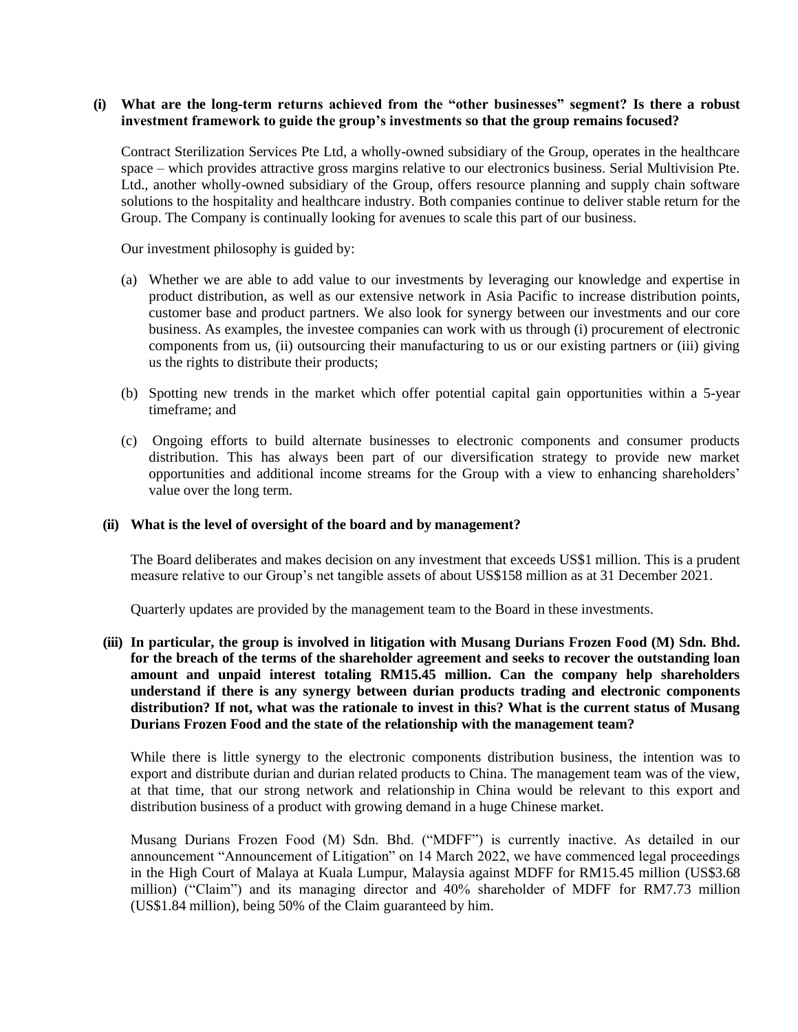**(i) What are the long-term returns achieved from the "other businesses" segment? Is there a robust investment framework to guide the group's investments so that the group remains focused?**

Contract Sterilization Services Pte Ltd, a wholly-owned subsidiary of the Group, operates in the healthcare space – which provides attractive gross margins relative to our electronics business. Serial Multivision Pte. Ltd., another wholly-owned subsidiary of the Group, offers resource planning and supply chain software solutions to the hospitality and healthcare industry. Both companies continue to deliver stable return for the Group. The Company is continually looking for avenues to scale this part of our business.

Our investment philosophy is guided by:

(a) Whether we are able to add value to our investments by leveraging our knowledge and expertise in product distribution, as well as our extensive network in Asia Pacific to increase distribution points, customer base and product partners. We also look for synergy between our investments and our core business. As examples, the investee companies can work with us through (i) procurement of electronic components from us, (ii) outsourcing their manufacturing to us or our existing partners or (iii) giving us the rights to distribute their products;

(b) Spotting new trends in the market which offer potential capital gain opportunities within a 5-year timeframe; and

(c) Ongoing efforts to build alternate businesses to electronic components and consumer products distribution. This has always been part of our diversification strategy to provide new market opportunities and additional income streams for the Group with a view to enhancing shareholders' value over the long term.

**(ii) What is the level of oversight of the board and by management?**

The Board deliberates and makes decision on any investment that exceeds US$1 million. This is a prudent measure relative to our Group's net tangible assets of about US$158 million as at 31 December 2021.

Quarterly updates are provided by the management team to the Board in these investments.

**(iii) In particular, the group is involved in litigation with Musang Durians Frozen Food (M) Sdn. Bhd. for the breach of the terms of the shareholder agreement and seeks to recover the outstanding loan amount and unpaid interest totaling RM15.45 million. Can the company help shareholders understand if there is any synergy between durian products trading and electronic components distribution? If not, what was the rationale to invest in this? What is the current status of Musang Durians Frozen Food and the state of the relationship with the management team?**

While there is little synergy to the electronic components distribution business, the intention was to export and distribute durian and durian related products to China. The management team was of the view, at that time, that our strong network and relationship in China would be relevant to this export and distribution business of a product with growing demand in a huge Chinese market.

Musang Durians Frozen Food (M) Sdn. Bhd. ("MDFF") is currently inactive. As detailed in our announcement "Announcement of Litigation" on 14 March 2022, we have commenced legal proceedings in the High Court of Malaya at Kuala Lumpur, Malaysia against MDFF for RM15.45 million (US$3.68 million) ("Claim") and its managing director and 40% shareholder of MDFF for RM7.73 million (US$1.84 million), being 50% of the Claim guaranteed by him.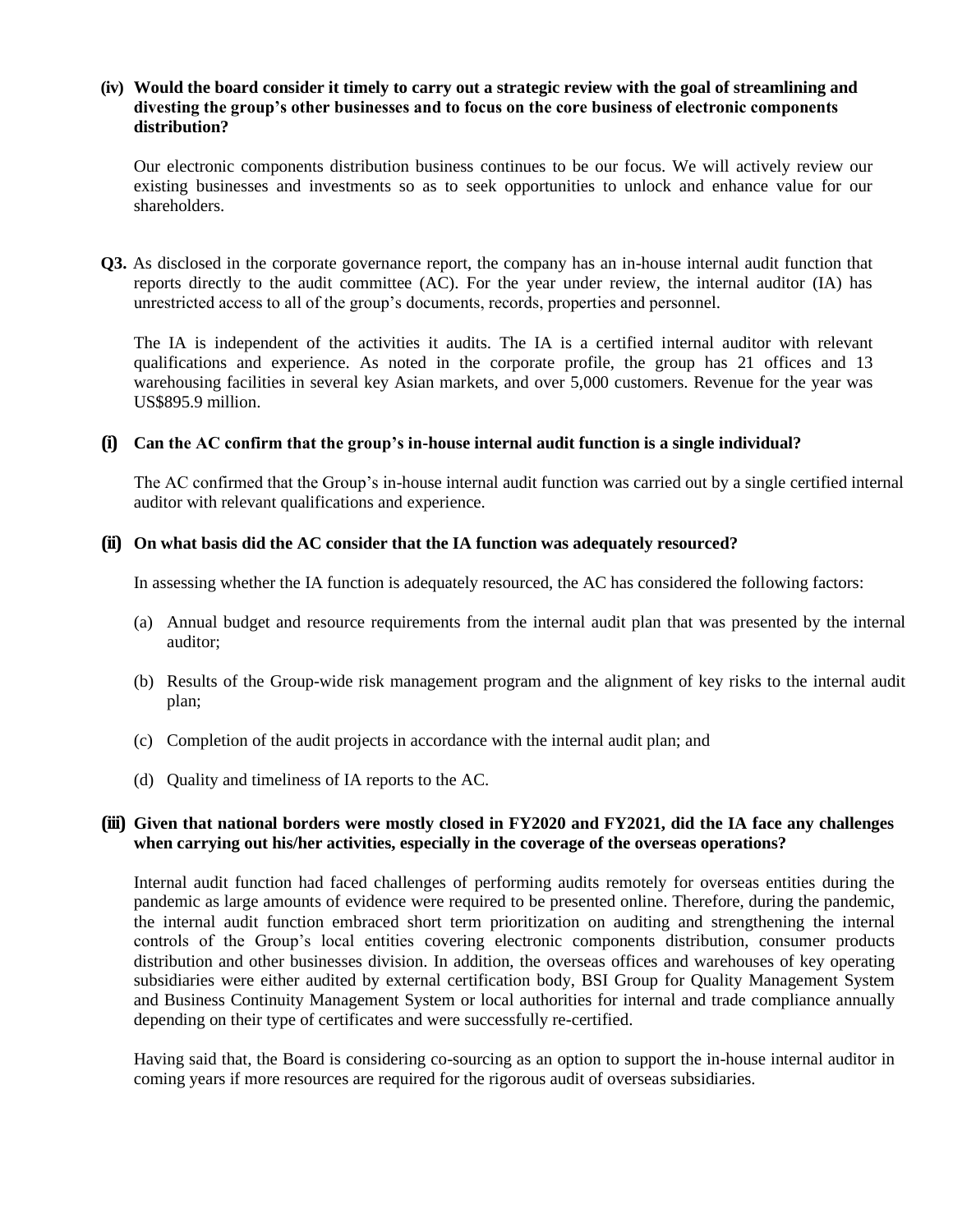**(iv) Would the board consider it timely to carry out a strategic review with the goal of streamlining and divesting the group's other businesses and to focus on the core business of electronic components distribution?**

Our electronic components distribution business continues to be our focus. We will actively review our existing businesses and investments so as to seek opportunities to unlock and enhance value for our shareholders.

**Q3.** As disclosed in the corporate governance report, the company has an in-house internal audit function that reports directly to the audit committee (AC). For the year under review, the internal auditor (IA) has unrestricted access to all of the group's documents, records, properties and personnel.

The IA is independent of the activities it audits. The IA is a certified internal auditor with relevant qualifications and experience. As noted in the corporate profile, the group has 21 offices and 13 warehousing facilities in several key Asian markets, and over 5,000 customers. Revenue for the year was US$895.9 million.

**(i) Can the AC confirm that the group's in-house internal audit function is a single individual?**

The AC confirmed that the Group's in-house internal audit function was carried out by a single certified internal auditor with relevant qualifications and experience.

**(ii) On what basis did the AC consider that the IA function was adequately resourced?**

In assessing whether the IA function is adequately resourced, the AC has considered the following factors:

(a) Annual budget and resource requirements from the internal audit plan that was presented by the internal auditor;

(b) Results of the Group-wide risk management program and the alignment of key risks to the internal audit plan;

(c) Completion of the audit projects in accordance with the internal audit plan; and

(d) Quality and timeliness of IA reports to the AC.

**(iii) Given that national borders were mostly closed in FY2020 and FY2021, did the IA face any challenges when carrying out his/her activities, especially in the coverage of the overseas operations?**

Internal audit function had faced challenges of performing audits remotely for overseas entities during the pandemic as large amounts of evidence were required to be presented online. Therefore, during the pandemic, the internal audit function embraced short term prioritization on auditing and strengthening the internal controls of the Group's local entities covering electronic components distribution, consumer products distribution and other businesses division. In addition, the overseas offices and warehouses of key operating subsidiaries were either audited by external certification body, BSI Group for Quality Management System and Business Continuity Management System or local authorities for internal and trade compliance annually depending on their type of certificates and were successfully re-certified.

Having said that, the Board is considering co-sourcing as an option to support the in-house internal auditor in coming years if more resources are required for the rigorous audit of overseas subsidiaries.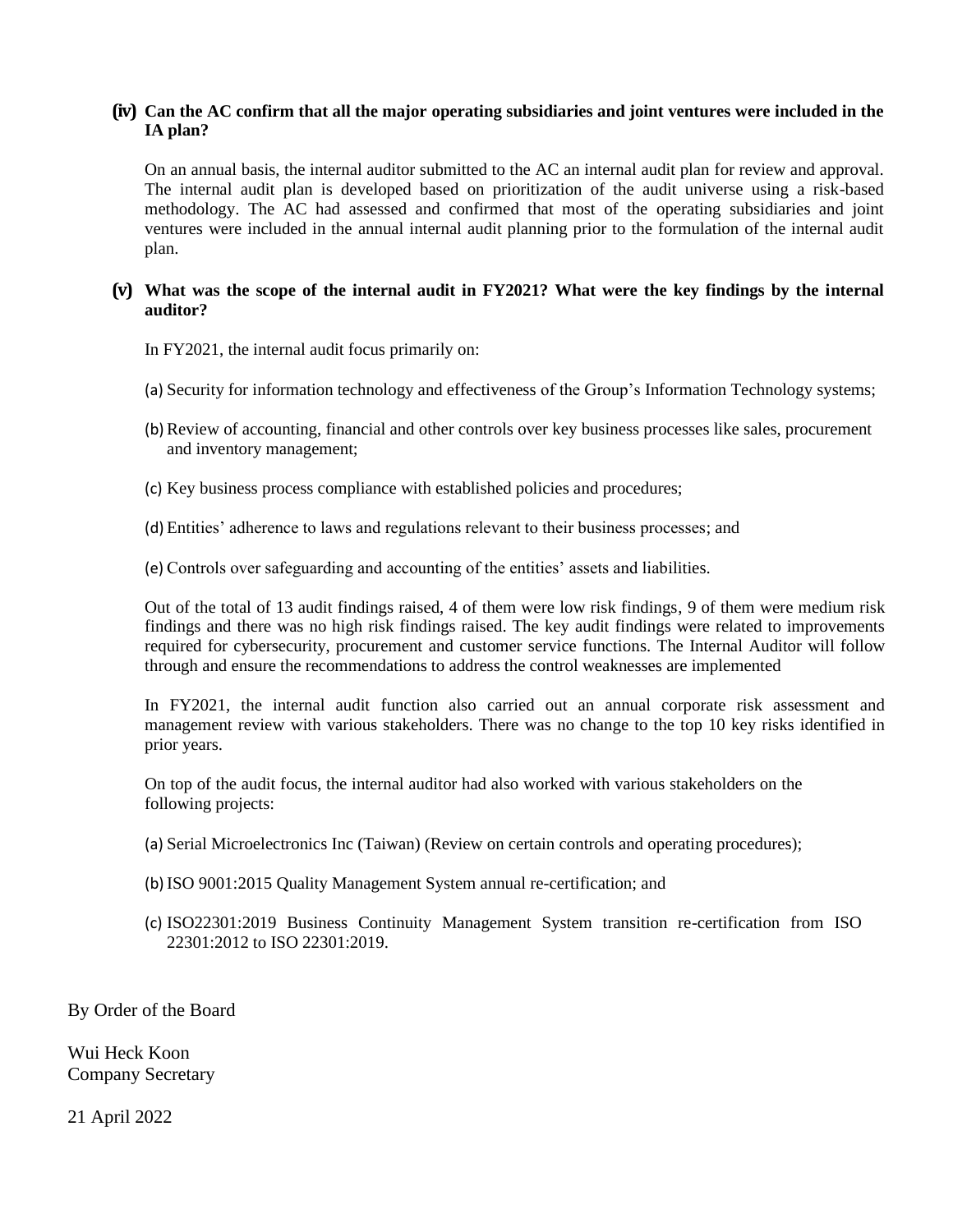**(iv) Can the AC confirm that all the major operating subsidiaries and joint ventures were included in the IA plan?**

On an annual basis, the internal auditor submitted to the AC an internal audit plan for review and approval. The internal audit plan is developed based on prioritization of the audit universe using a risk-based methodology. The AC had assessed and confirmed that most of the operating subsidiaries and joint ventures were included in the annual internal audit planning prior to the formulation of the internal audit plan.

**(v) What was the scope of the internal audit in FY2021? What were the key findings by the internal auditor?**

In FY2021, the internal audit focus primarily on:

(a) Security for information technology and effectiveness of the Group's Information Technology systems;

(b) Review of accounting, financial and other controls over key business processes like sales, procurement and inventory management;

(c) Key business process compliance with established policies and procedures;

(d) Entities' adherence to laws and regulations relevant to their business processes; and

(e) Controls over safeguarding and accounting of the entities' assets and liabilities.

Out of the total of 13 audit findings raised, 4 of them were low risk findings, 9 of them were medium risk findings and there was no high risk findings raised. The key audit findings were related to improvements required for cybersecurity, procurement and customer service functions. The Internal Auditor will follow through and ensure the recommendations to address the control weaknesses are implemented

In FY2021, the internal audit function also carried out an annual corporate risk assessment and management review with various stakeholders. There was no change to the top 10 key risks identified in prior years.

On top of the audit focus, the internal auditor had also worked with various stakeholders on the following projects:

(a) Serial Microelectronics Inc (Taiwan) (Review on certain controls and operating procedures);

(b) ISO 9001:2015 Quality Management System annual re-certification; and

(c) ISO22301:2019 Business Continuity Management System transition re-certification from ISO 22301:2012 to ISO 22301:2019.

By Order of the Board

Wui Heck Koon
Company Secretary

21 April 2022